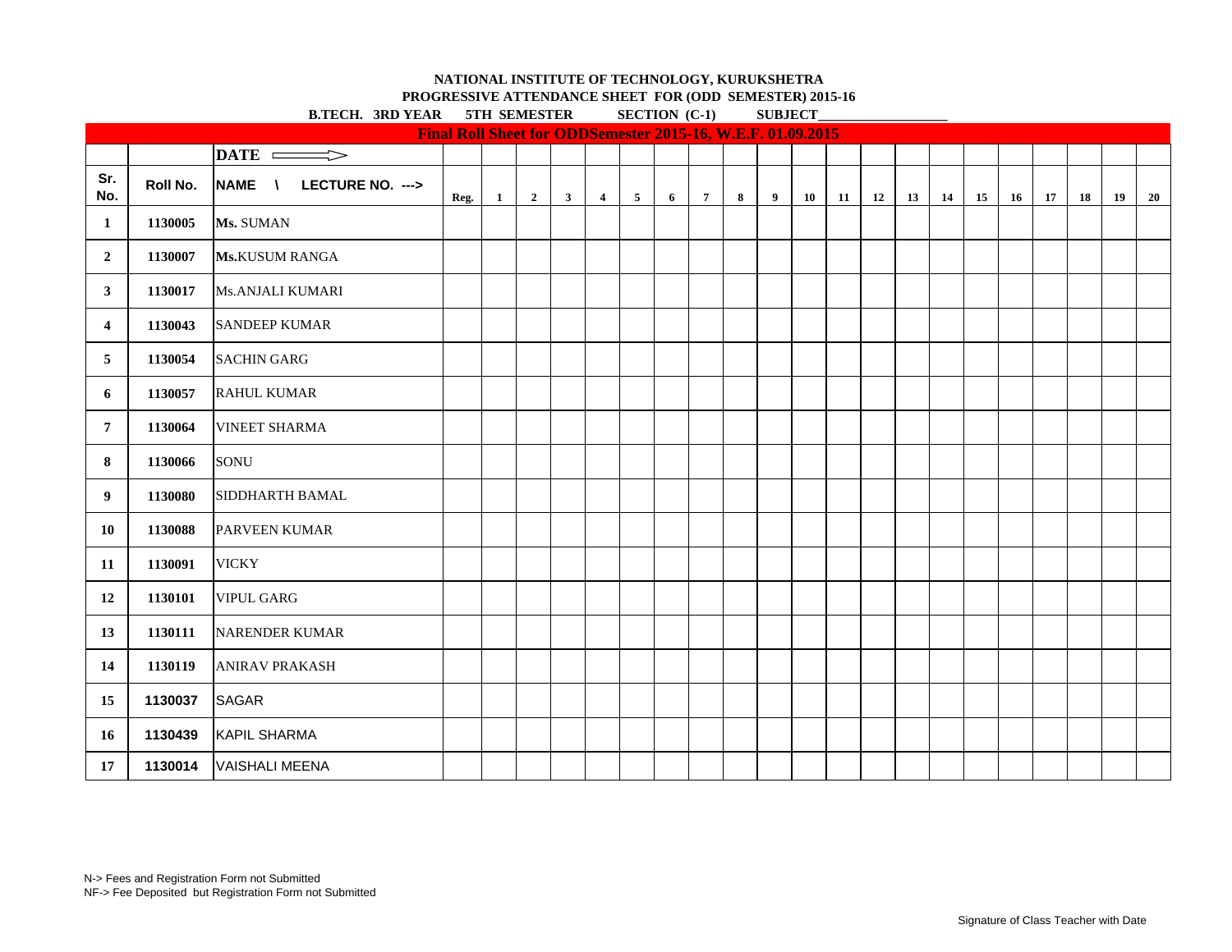**NATIONAL INSTITUTE OF TECHNOLOGY, KURUKSHETRA**

**PROGRESSIVE ATTENDANCE SHEET FOR (ODD SEMESTER) 2015-16**

**B.TECH. 3RD YEAR  5TH SEMESTER  SECTION (C-1)  SUBJECT___________________**

**Final Roll Sheet for ODDSemester 2015-16, W.E.F. 01.09.2015**

| | | DATE ⟹ | | | | | | | | | | | | | | | | | | | | | |
|---|---|---|---|---|---|---|---|---|---|---|---|---|---|---|---|---|---|---|---|---|---|---|---|
| Sr. No. | Roll No. | NAME \ LECTURE NO. ---> | Reg. | 1 | 2 | 3 | 4 | 5 | 6 | 7 | 8 | 9 | 10 | 11 | 12 | 13 | 14 | 15 | 16 | 17 | 18 | 19 | 20 |
| 1 | 1130005 | **Ms.** SUMAN | | | | | | | | | | | | | | | | | | | | | |
| 2 | 1130007 | **Ms.**KUSUM RANGA | | | | | | | | | | | | | | | | | | | | | |
| 3 | 1130017 | Ms.ANJALI KUMARI | | | | | | | | | | | | | | | | | | | | | |
| 4 | 1130043 | SANDEEP KUMAR | | | | | | | | | | | | | | | | | | | | | |
| 5 | 1130054 | SACHIN GARG | | | | | | | | | | | | | | | | | | | | | |
| 6 | 1130057 | RAHUL KUMAR | | | | | | | | | | | | | | | | | | | | | |
| 7 | 1130064 | VINEET SHARMA | | | | | | | | | | | | | | | | | | | | | |
| 8 | 1130066 | SONU | | | | | | | | | | | | | | | | | | | | | |
| 9 | 1130080 | SIDDHARTH BAMAL | | | | | | | | | | | | | | | | | | | | | |
| 10 | 1130088 | PARVEEN KUMAR | | | | | | | | | | | | | | | | | | | | | |
| 11 | 1130091 | VICKY | | | | | | | | | | | | | | | | | | | | | |
| 12 | 1130101 | VIPUL GARG | | | | | | | | | | | | | | | | | | | | | |
| 13 | 1130111 | NARENDER KUMAR | | | | | | | | | | | | | | | | | | | | | |
| 14 | 1130119 | ANIRAV PRAKASH | | | | | | | | | | | | | | | | | | | | | |
| 15 | 1130037 | SAGAR | | | | | | | | | | | | | | | | | | | | | |
| 16 | 1130439 | KAPIL SHARMA | | | | | | | | | | | | | | | | | | | | | |
| 17 | 1130014 | VAISHALI MEENA | | | | | | | | | | | | | | | | | | | | | |

N-> Fees and Registration Form not Submitted
NF-> Fee Deposited but Registration Form not Submitted

Signature of Class Teacher with Date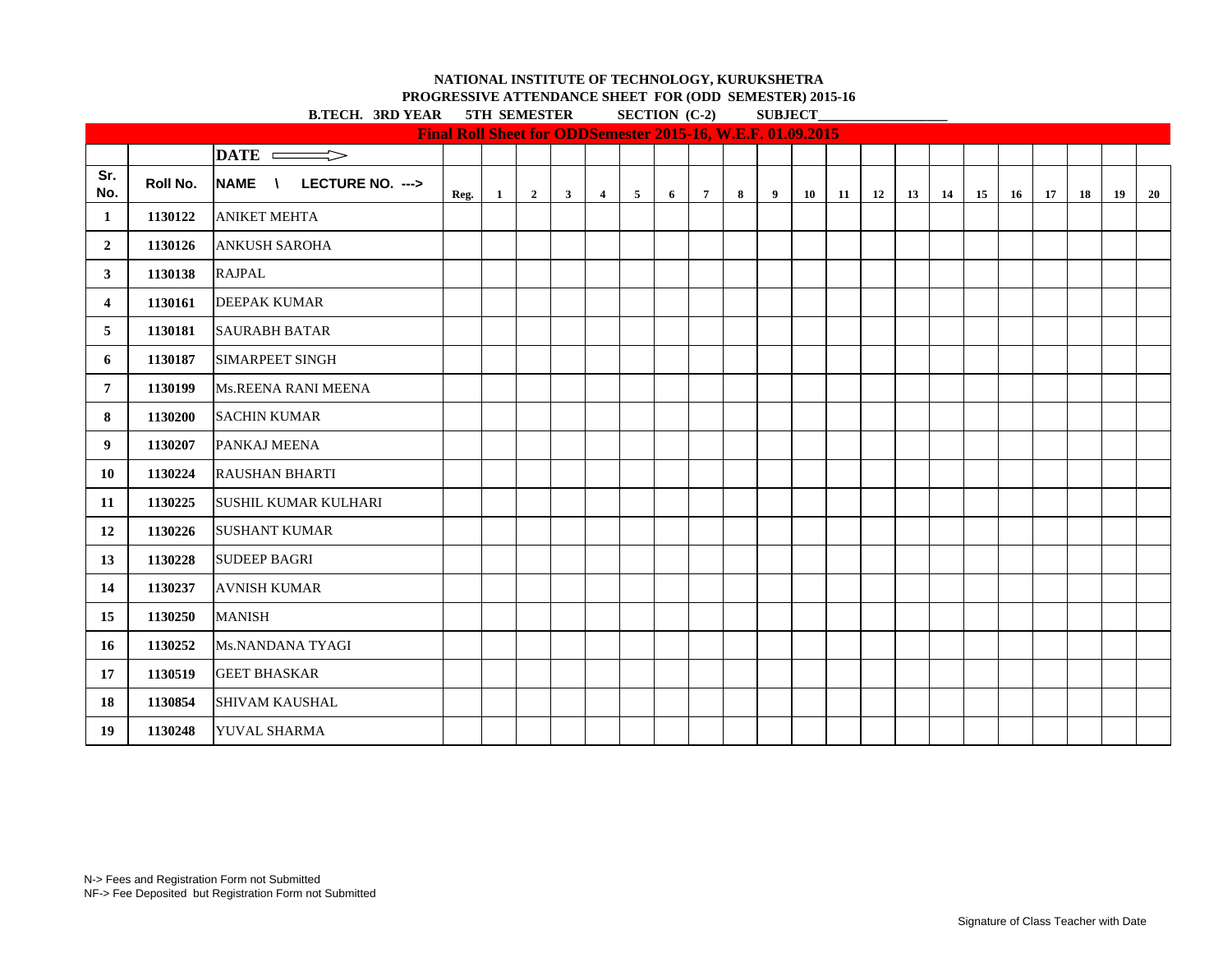**NATIONAL INSTITUTE OF TECHNOLOGY, KURUKSHETRA**

**PROGRESSIVE ATTENDANCE SHEET FOR (ODD SEMESTER) 2015-16**

**B.TECH. 3RD YEAR 5TH SEMESTER SECTION (C-2) SUBJECT___________________**

**Final Roll Sheet for ODDSemester 2015-16, W.E.F. 01.09.2015**

| | | DATE ⟹ | | | | | | | | | | | | | | | | | | | | | |
|---|---|---|---|---|---|---|---|---|---|---|---|---|---|---|---|---|---|---|---|---|---|---|---|
| Sr. No. | Roll No. | NAME \ LECTURE NO. ---> | Reg. | 1 | 2 | 3 | 4 | 5 | 6 | 7 | 8 | 9 | 10 | 11 | 12 | 13 | 14 | 15 | 16 | 17 | 18 | 19 | 20 |
| 1 | 1130122 | ANIKET MEHTA | | | | | | | | | | | | | | | | | | | | | |
| 2 | 1130126 | ANKUSH SAROHA | | | | | | | | | | | | | | | | | | | | | |
| 3 | 1130138 | RAJPAL | | | | | | | | | | | | | | | | | | | | | |
| 4 | 1130161 | DEEPAK KUMAR | | | | | | | | | | | | | | | | | | | | | |
| 5 | 1130181 | SAURABH BATAR | | | | | | | | | | | | | | | | | | | | | |
| 6 | 1130187 | SIMARPEET SINGH | | | | | | | | | | | | | | | | | | | | | |
| 7 | 1130199 | Ms.REENA RANI MEENA | | | | | | | | | | | | | | | | | | | | | |
| 8 | 1130200 | SACHIN KUMAR | | | | | | | | | | | | | | | | | | | | | |
| 9 | 1130207 | PANKAJ MEENA | | | | | | | | | | | | | | | | | | | | | |
| 10 | 1130224 | RAUSHAN BHARTI | | | | | | | | | | | | | | | | | | | | | |
| 11 | 1130225 | SUSHIL KUMAR KULHARI | | | | | | | | | | | | | | | | | | | | | |
| 12 | 1130226 | SUSHANT KUMAR | | | | | | | | | | | | | | | | | | | | | |
| 13 | 1130228 | SUDEEP BAGRI | | | | | | | | | | | | | | | | | | | | | |
| 14 | 1130237 | AVNISH KUMAR | | | | | | | | | | | | | | | | | | | | | |
| 15 | 1130250 | MANISH | | | | | | | | | | | | | | | | | | | | | |
| 16 | 1130252 | Ms.NANDANA TYAGI | | | | | | | | | | | | | | | | | | | | | |
| 17 | 1130519 | GEET BHASKAR | | | | | | | | | | | | | | | | | | | | | |
| 18 | 1130854 | SHIVAM KAUSHAL | | | | | | | | | | | | | | | | | | | | | |
| 19 | 1130248 | YUVAL SHARMA | | | | | | | | | | | | | | | | | | | | | |

N-> Fees and Registration Form not Submitted
NF-> Fee Deposited but Registration Form not Submitted

Signature of Class Teacher with Date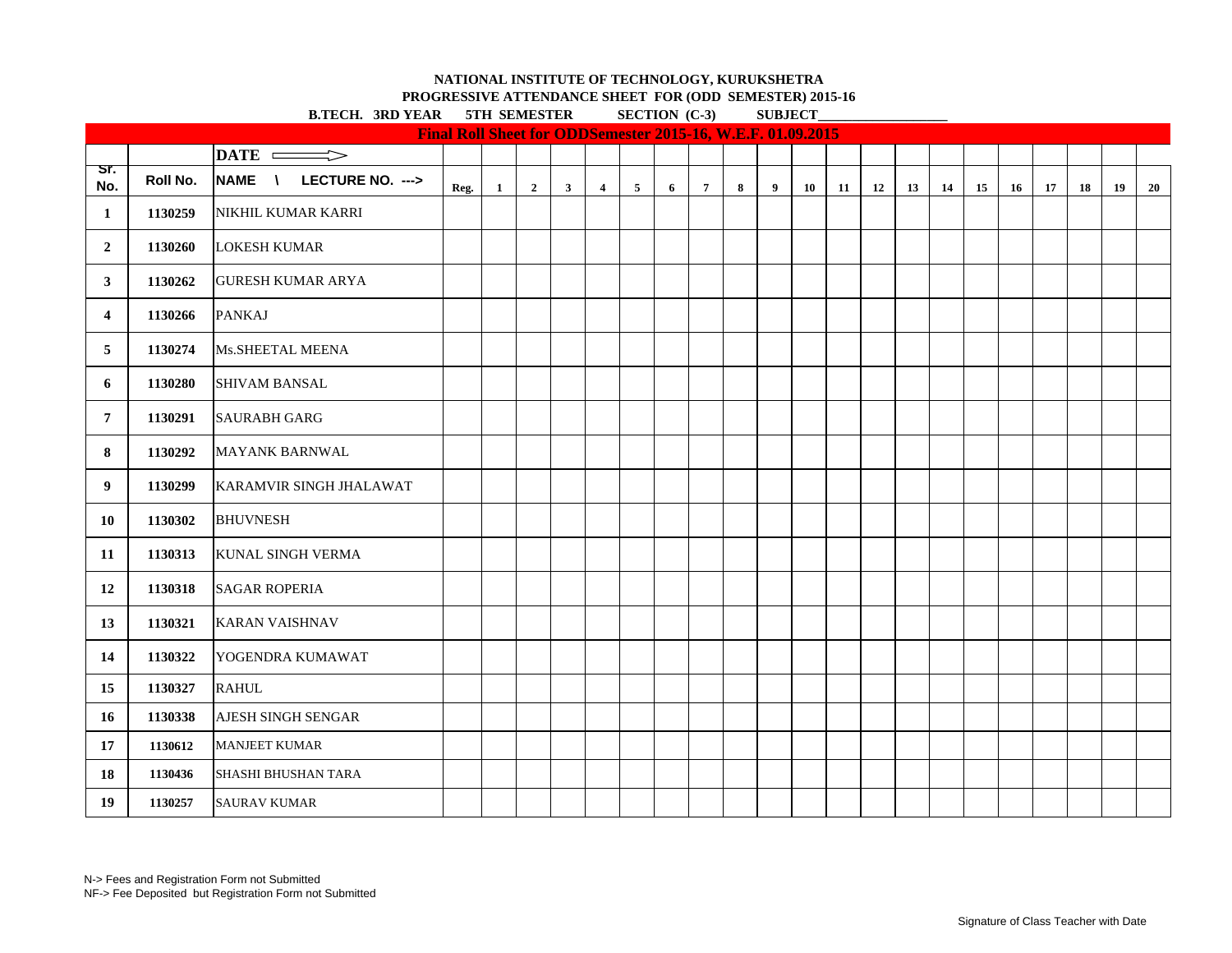**NATIONAL INSTITUTE OF TECHNOLOGY, KURUKSHETRA**

**PROGRESSIVE ATTENDANCE SHEET FOR (ODD SEMESTER) 2015-16**

**B.TECH. 3RD YEAR 5TH SEMESTER SECTION (C-3) SUBJECT\_\_\_\_\_\_\_\_\_\_\_\_\_\_\_\_\_\_\_\_**

**Final Roll Sheet for ODDSemester 2015-16, W.E.F. 01.09.2015**

| | | DATE ⟹ | | | | | | | | | | | | | | | | | | | | | |
|---|---|---|---|---|---|---|---|---|---|---|---|---|---|---|---|---|---|---|---|---|---|---|---|
| Sr. No. | Roll No. | NAME \ LECTURE NO. ---> | Reg. | 1 | 2 | 3 | 4 | 5 | 6 | 7 | 8 | 9 | 10 | 11 | 12 | 13 | 14 | 15 | 16 | 17 | 18 | 19 | 20 |
| 1 | 1130259 | NIKHIL KUMAR KARRI | | | | | | | | | | | | | | | | | | | | | |
| 2 | 1130260 | LOKESH KUMAR | | | | | | | | | | | | | | | | | | | | | |
| 3 | 1130262 | GURESH KUMAR ARYA | | | | | | | | | | | | | | | | | | | | | |
| 4 | 1130266 | PANKAJ | | | | | | | | | | | | | | | | | | | | | |
| 5 | 1130274 | Ms.SHEETAL MEENA | | | | | | | | | | | | | | | | | | | | | |
| 6 | 1130280 | SHIVAM BANSAL | | | | | | | | | | | | | | | | | | | | | |
| 7 | 1130291 | SAURABH GARG | | | | | | | | | | | | | | | | | | | | | |
| 8 | 1130292 | MAYANK BARNWAL | | | | | | | | | | | | | | | | | | | | | |
| 9 | 1130299 | KARAMVIR SINGH JHALAWAT | | | | | | | | | | | | | | | | | | | | | |
| 10 | 1130302 | BHUVNESH | | | | | | | | | | | | | | | | | | | | | |
| 11 | 1130313 | KUNAL SINGH VERMA | | | | | | | | | | | | | | | | | | | | | |
| 12 | 1130318 | SAGAR ROPERIA | | | | | | | | | | | | | | | | | | | | | |
| 13 | 1130321 | KARAN VAISHNAV | | | | | | | | | | | | | | | | | | | | | |
| 14 | 1130322 | YOGENDRA KUMAWAT | | | | | | | | | | | | | | | | | | | | | |
| 15 | 1130327 | RAHUL | | | | | | | | | | | | | | | | | | | | | |
| 16 | 1130338 | AJESH SINGH SENGAR | | | | | | | | | | | | | | | | | | | | | |
| 17 | 1130612 | MANJEET KUMAR | | | | | | | | | | | | | | | | | | | | | |
| 18 | 1130436 | SHASHI BHUSHAN TARA | | | | | | | | | | | | | | | | | | | | | |
| 19 | 1130257 | SAURAV KUMAR | | | | | | | | | | | | | | | | | | | | | |

N-> Fees and Registration Form not Submitted

NF-> Fee Deposited but Registration Form not Submitted

Signature of Class Teacher with Date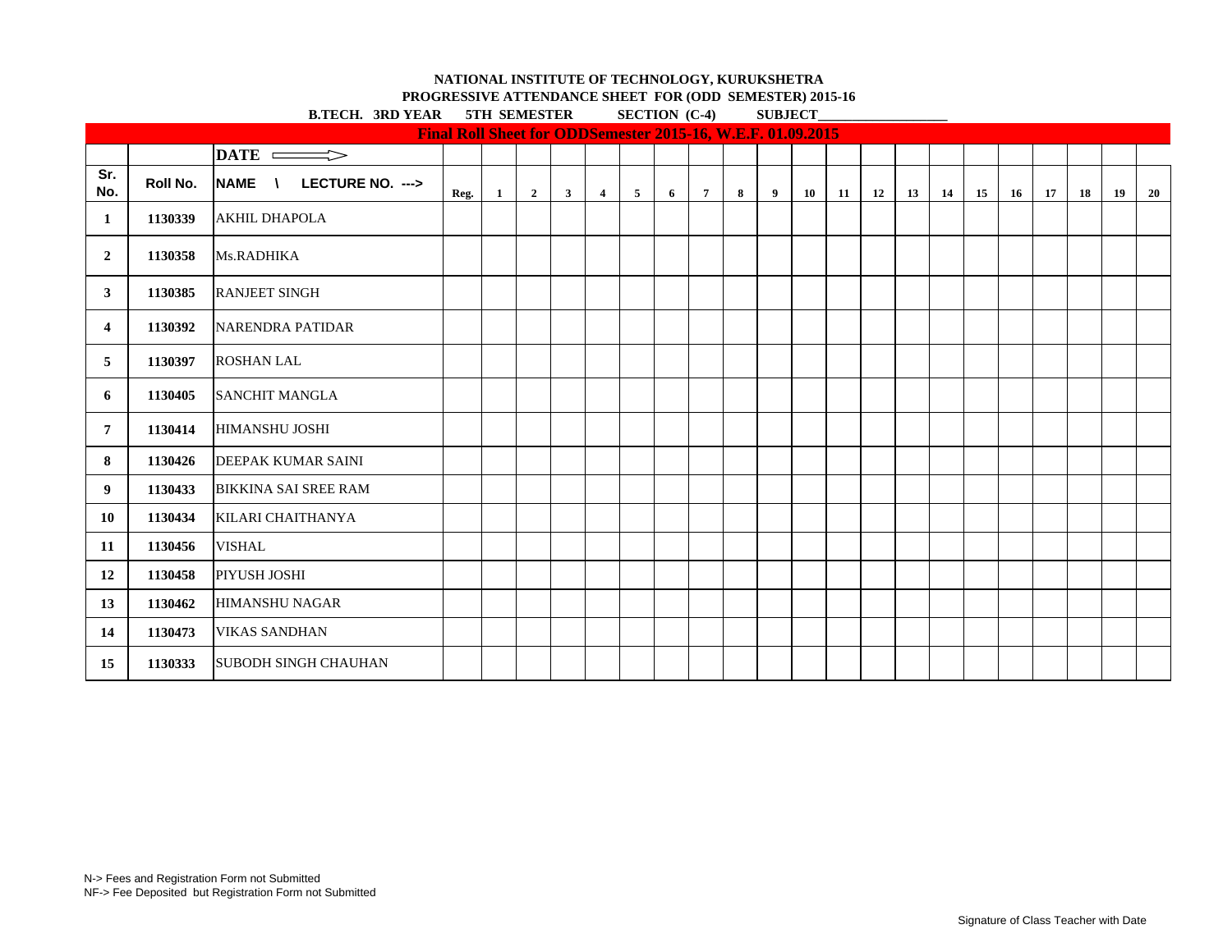**NATIONAL INSTITUTE OF TECHNOLOGY, KURUKSHETRA**

**PROGRESSIVE ATTENDANCE SHEET FOR (ODD SEMESTER) 2015-16**

**B.TECH. 3RD YEAR 5TH SEMESTER SECTION (C-4) SUBJECT\_\_\_\_\_\_\_\_\_\_\_\_\_\_\_\_\_\_\_**

**Final Roll Sheet for ODDSemester 2015-16, W.E.F. 01.09.2015**

| | | DATE ⟹ | | | | | | | | | | | | | | | | | | | | |
|---|---|---|---|---|---|---|---|---|---|---|---|---|---|---|---|---|---|---|---|---|---|---|
| Sr. No. | Roll No. | NAME \ LECTURE NO. ---> | Reg. | 1 | 2 | 3 | 4 | 5 | 6 | 7 | 8 | 9 | 10 | 11 | 12 | 13 | 14 | 15 | 16 | 17 | 18 | 19 | 20 |
| 1 | 1130339 | AKHIL DHAPOLA | | | | | | | | | | | | | | | | | | | | | |
| 2 | 1130358 | Ms.RADHIKA | | | | | | | | | | | | | | | | | | | | | |
| 3 | 1130385 | RANJEET SINGH | | | | | | | | | | | | | | | | | | | | | |
| 4 | 1130392 | NARENDRA PATIDAR | | | | | | | | | | | | | | | | | | | | | |
| 5 | 1130397 | ROSHAN LAL | | | | | | | | | | | | | | | | | | | | | |
| 6 | 1130405 | SANCHIT MANGLA | | | | | | | | | | | | | | | | | | | | | |
| 7 | 1130414 | HIMANSHU JOSHI | | | | | | | | | | | | | | | | | | | | | |
| 8 | 1130426 | DEEPAK KUMAR SAINI | | | | | | | | | | | | | | | | | | | | | |
| 9 | 1130433 | BIKKINA SAI SREE RAM | | | | | | | | | | | | | | | | | | | | | |
| 10 | 1130434 | KILARI CHAITHANYA | | | | | | | | | | | | | | | | | | | | | |
| 11 | 1130456 | VISHAL | | | | | | | | | | | | | | | | | | | | | |
| 12 | 1130458 | PIYUSH JOSHI | | | | | | | | | | | | | | | | | | | | | |
| 13 | 1130462 | HIMANSHU NAGAR | | | | | | | | | | | | | | | | | | | | | |
| 14 | 1130473 | VIKAS SANDHAN | | | | | | | | | | | | | | | | | | | | | |
| 15 | 1130333 | SUBODH SINGH CHAUHAN | | | | | | | | | | | | | | | | | | | | | |

N-> Fees and Registration Form not Submitted

NF-> Fee Deposited but Registration Form not Submitted

Signature of Class Teacher with Date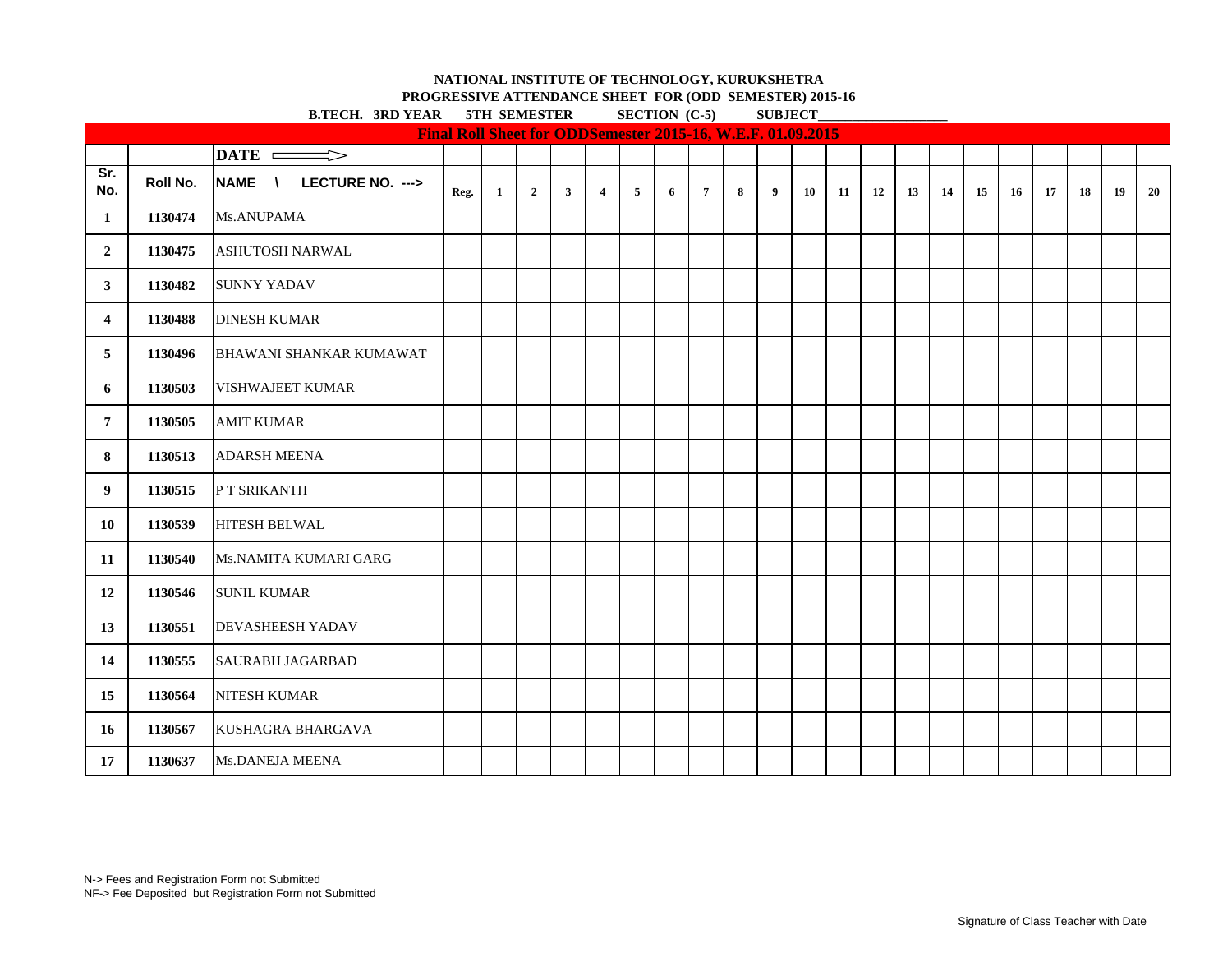**NATIONAL INSTITUTE OF TECHNOLOGY, KURUKSHETRA**

**PROGRESSIVE ATTENDANCE SHEET FOR (ODD SEMESTER) 2015-16**

**B.TECH. 3RD YEAR 5TH SEMESTER SECTION (C-5) SUBJECT___________________**

**Final Roll Sheet for ODDSemester 2015-16, W.E.F. 01.09.2015**

| | | DATE ⟹ | | | | | | | | | | | | | | | | | | | | | |
|---|---|---|---|---|---|---|---|---|---|---|---|---|---|---|---|---|---|---|---|---|---|---|---|
| Sr. No. | Roll No. | NAME \ LECTURE NO. ---> | Reg. | 1 | 2 | 3 | 4 | 5 | 6 | 7 | 8 | 9 | 10 | 11 | 12 | 13 | 14 | 15 | 16 | 17 | 18 | 19 | 20 |
| 1 | 1130474 | Ms.ANUPAMA | | | | | | | | | | | | | | | | | | | | | |
| 2 | 1130475 | ASHUTOSH NARWAL | | | | | | | | | | | | | | | | | | | | | |
| 3 | 1130482 | SUNNY YADAV | | | | | | | | | | | | | | | | | | | | | |
| 4 | 1130488 | DINESH KUMAR | | | | | | | | | | | | | | | | | | | | | |
| 5 | 1130496 | BHAWANI SHANKAR KUMAWAT | | | | | | | | | | | | | | | | | | | | | |
| 6 | 1130503 | VISHWAJEET KUMAR | | | | | | | | | | | | | | | | | | | | | |
| 7 | 1130505 | AMIT KUMAR | | | | | | | | | | | | | | | | | | | | | |
| 8 | 1130513 | ADARSH MEENA | | | | | | | | | | | | | | | | | | | | | |
| 9 | 1130515 | P T SRIKANTH | | | | | | | | | | | | | | | | | | | | | |
| 10 | 1130539 | HITESH BELWAL | | | | | | | | | | | | | | | | | | | | | |
| 11 | 1130540 | Ms.NAMITA KUMARI GARG | | | | | | | | | | | | | | | | | | | | | |
| 12 | 1130546 | SUNIL KUMAR | | | | | | | | | | | | | | | | | | | | | |
| 13 | 1130551 | DEVASHEESH YADAV | | | | | | | | | | | | | | | | | | | | | |
| 14 | 1130555 | SAURABH JAGARBAD | | | | | | | | | | | | | | | | | | | | | |
| 15 | 1130564 | NITESH KUMAR | | | | | | | | | | | | | | | | | | | | | |
| 16 | 1130567 | KUSHAGRA BHARGAVA | | | | | | | | | | | | | | | | | | | | | |
| 17 | 1130637 | Ms.DANEJA MEENA | | | | | | | | | | | | | | | | | | | | | |

N-> Fees and Registration Form not Submitted

NF-> Fee Deposited but Registration Form not Submitted

Signature of Class Teacher with Date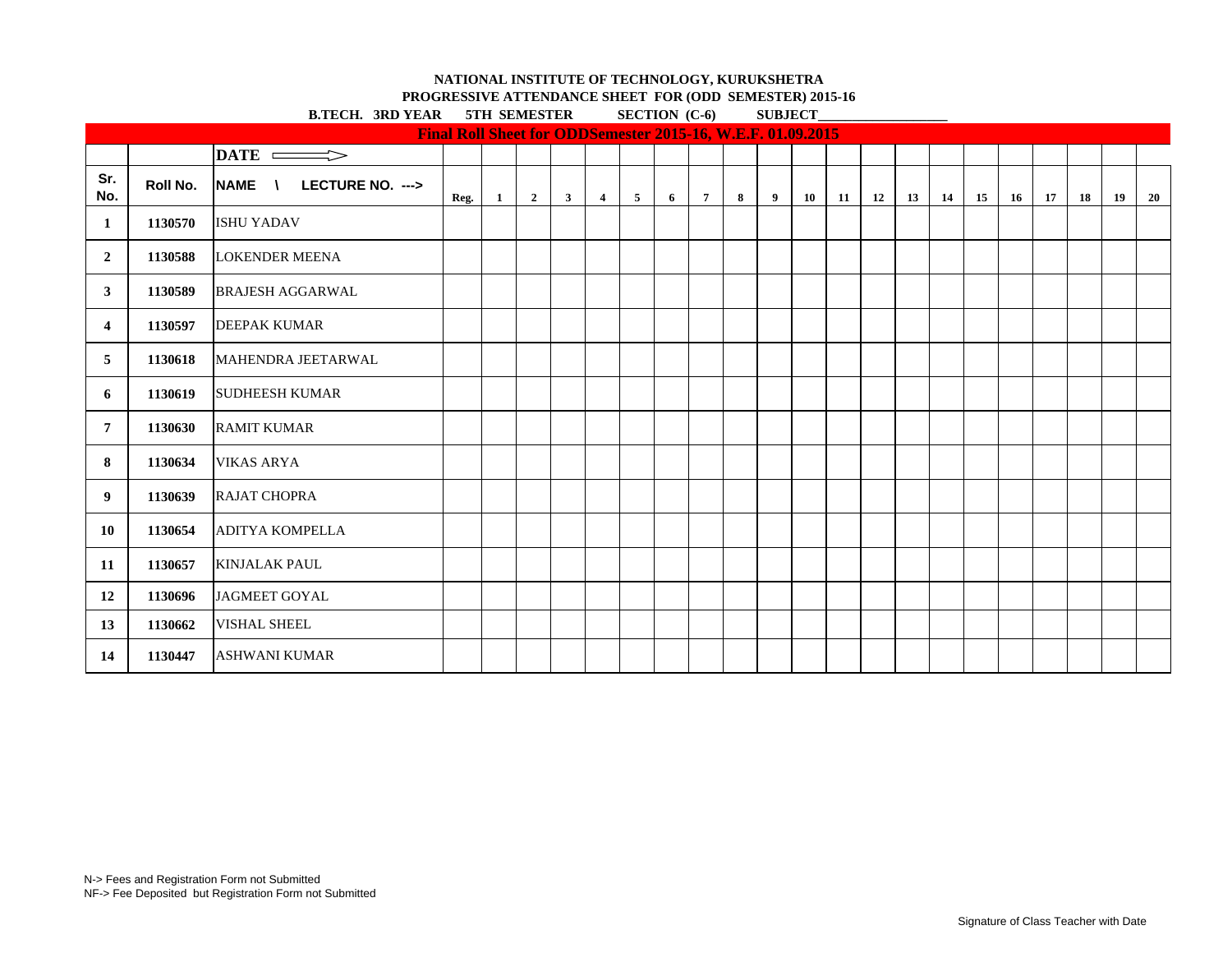**NATIONAL INSTITUTE OF TECHNOLOGY, KURUKSHETRA**

**PROGRESSIVE ATTENDANCE SHEET FOR (ODD SEMESTER) 2015-16**

**B.TECH. 3RD YEAR 5TH SEMESTER SECTION (C-6) SUBJECT___________________**

**Final Roll Sheet for ODDSemester 2015-16, W.E.F. 01.09.2015**

| | | DATE ⟹ | | | | | | | | | | | | | | | | | | | | |
|---|---|---|---|---|---|---|---|---|---|---|---|---|---|---|---|---|---|---|---|---|---|---|
| Sr. No. | Roll No. | NAME \ LECTURE NO. ---> | Reg. | 1 | 2 | 3 | 4 | 5 | 6 | 7 | 8 | 9 | 10 | 11 | 12 | 13 | 14 | 15 | 16 | 17 | 18 | 19 | 20 |
| 1 | 1130570 | ISHU YADAV | | | | | | | | | | | | | | | | | | | | | |
| 2 | 1130588 | LOKENDER MEENA | | | | | | | | | | | | | | | | | | | | | |
| 3 | 1130589 | BRAJESH AGGARWAL | | | | | | | | | | | | | | | | | | | | | |
| 4 | 1130597 | DEEPAK KUMAR | | | | | | | | | | | | | | | | | | | | | |
| 5 | 1130618 | MAHENDRA JEETARWAL | | | | | | | | | | | | | | | | | | | | | |
| 6 | 1130619 | SUDHEESH KUMAR | | | | | | | | | | | | | | | | | | | | | |
| 7 | 1130630 | RAMIT KUMAR | | | | | | | | | | | | | | | | | | | | | |
| 8 | 1130634 | VIKAS ARYA | | | | | | | | | | | | | | | | | | | | | |
| 9 | 1130639 | RAJAT CHOPRA | | | | | | | | | | | | | | | | | | | | | |
| 10 | 1130654 | ADITYA KOMPELLA | | | | | | | | | | | | | | | | | | | | | |
| 11 | 1130657 | KINJALAK PAUL | | | | | | | | | | | | | | | | | | | | | |
| 12 | 1130696 | JAGMEET GOYAL | | | | | | | | | | | | | | | | | | | | | |
| 13 | 1130662 | VISHAL SHEEL | | | | | | | | | | | | | | | | | | | | | |
| 14 | 1130447 | ASHWANI KUMAR | | | | | | | | | | | | | | | | | | | | | |

N-> Fees and Registration Form not Submitted
NF-> Fee Deposited but Registration Form not Submitted

Signature of Class Teacher with Date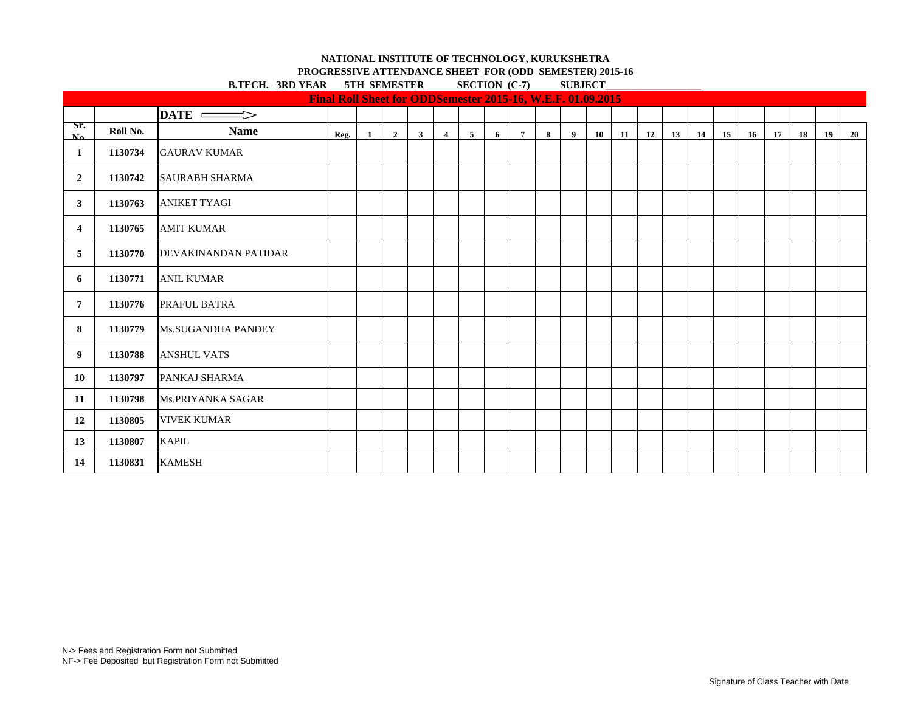**NATIONAL INSTITUTE OF TECHNOLOGY, KURUKSHETRA**

**PROGRESSIVE ATTENDANCE SHEET FOR (ODD SEMESTER) 2015-16**

**B.TECH. 3RD YEAR 5TH SEMESTER SECTION (C-7) SUBJECT___________________**

**Final Roll Sheet for ODDSemester 2015-16, W.E.F. 01.09.2015**

| | | DATE ⟹ | | | | | | | | | | | | | | | | | | | | |
|---|---|---|---|---|---|---|---|---|---|---|---|---|---|---|---|---|---|---|---|---|---|---|
| Sr. No. | Roll No. | Name | Reg. | 1 | 2 | 3 | 4 | 5 | 6 | 7 | 8 | 9 | 10 | 11 | 12 | 13 | 14 | 15 | 16 | 17 | 18 | 19 | 20 |
| 1 | 1130734 | GAURAV KUMAR | | | | | | | | | | | | | | | | | | | | | |
| 2 | 1130742 | SAURABH SHARMA | | | | | | | | | | | | | | | | | | | | | |
| 3 | 1130763 | ANIKET TYAGI | | | | | | | | | | | | | | | | | | | | | |
| 4 | 1130765 | AMIT KUMAR | | | | | | | | | | | | | | | | | | | | | |
| 5 | 1130770 | DEVAKINANDAN PATIDAR | | | | | | | | | | | | | | | | | | | | | |
| 6 | 1130771 | ANIL KUMAR | | | | | | | | | | | | | | | | | | | | | |
| 7 | 1130776 | PRAFUL BATRA | | | | | | | | | | | | | | | | | | | | | |
| 8 | 1130779 | Ms.SUGANDHA PANDEY | | | | | | | | | | | | | | | | | | | | | |
| 9 | 1130788 | ANSHUL VATS | | | | | | | | | | | | | | | | | | | | | |
| 10 | 1130797 | PANKAJ SHARMA | | | | | | | | | | | | | | | | | | | | | |
| 11 | 1130798 | Ms.PRIYANKA SAGAR | | | | | | | | | | | | | | | | | | | | | |
| 12 | 1130805 | VIVEK KUMAR | | | | | | | | | | | | | | | | | | | | | |
| 13 | 1130807 | KAPIL | | | | | | | | | | | | | | | | | | | | | |
| 14 | 1130831 | KAMESH | | | | | | | | | | | | | | | | | | | | | |

N-> Fees and Registration Form not Submitted
NF-> Fee Deposited but Registration Form not Submitted

Signature of Class Teacher with Date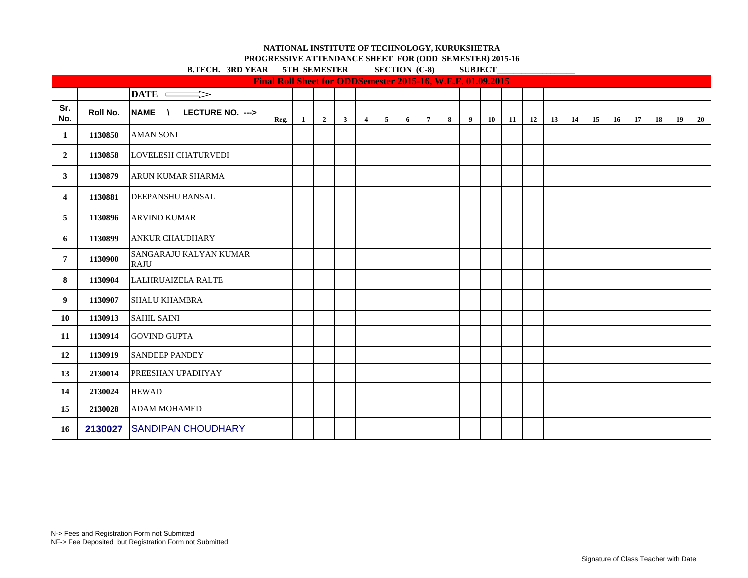**NATIONAL INSTITUTE OF TECHNOLOGY, KURUKSHETRA**

**PROGRESSIVE ATTENDANCE SHEET FOR (ODD SEMESTER) 2015-16**

**B.TECH. 3RD YEAR 5TH SEMESTER SECTION (C-8) SUBJECT___________________**

**Final Roll Sheet for ODDSemester 2015-16, W.E.F. 01.09.2015**

| | | DATE ⟹ | | | | | | | | | | | | | | | | | | | | | |
|---|---|---|---|---|---|---|---|---|---|---|---|---|---|---|---|---|---|---|---|---|---|---|---|
| Sr. No. | Roll No. | NAME \ LECTURE NO. ---> | Reg. | 1 | 2 | 3 | 4 | 5 | 6 | 7 | 8 | 9 | 10 | 11 | 12 | 13 | 14 | 15 | 16 | 17 | 18 | 19 | 20 |
| 1 | 1130850 | AMAN SONI | | | | | | | | | | | | | | | | | | | | | |
| 2 | 1130858 | LOVELESH CHATURVEDI | | | | | | | | | | | | | | | | | | | | | |
| 3 | 1130879 | ARUN KUMAR SHARMA | | | | | | | | | | | | | | | | | | | | | |
| 4 | 1130881 | DEEPANSHU BANSAL | | | | | | | | | | | | | | | | | | | | | |
| 5 | 1130896 | ARVIND KUMAR | | | | | | | | | | | | | | | | | | | | | |
| 6 | 1130899 | ANKUR CHAUDHARY | | | | | | | | | | | | | | | | | | | | | |
| 7 | 1130900 | SANGARAJU KALYAN KUMAR RAJU | | | | | | | | | | | | | | | | | | | | | |
| 8 | 1130904 | LALHRUAIZELA RALTE | | | | | | | | | | | | | | | | | | | | | |
| 9 | 1130907 | SHALU KHAMBRA | | | | | | | | | | | | | | | | | | | | | |
| 10 | 1130913 | SAHIL SAINI | | | | | | | | | | | | | | | | | | | | | |
| 11 | 1130914 | GOVIND GUPTA | | | | | | | | | | | | | | | | | | | | | |
| 12 | 1130919 | SANDEEP PANDEY | | | | | | | | | | | | | | | | | | | | | |
| 13 | 2130014 | PREESHAN UPADHYAY | | | | | | | | | | | | | | | | | | | | | |
| 14 | 2130024 | HEWAD | | | | | | | | | | | | | | | | | | | | | |
| 15 | 2130028 | ADAM MOHAMED | | | | | | | | | | | | | | | | | | | | | |
| 16 | 2130027 | SANDIPAN CHOUDHARY | | | | | | | | | | | | | | | | | | | | | |

N-> Fees and Registration Form not Submitted

NF-> Fee Deposited but Registration Form not Submitted

Signature of Class Teacher with Date